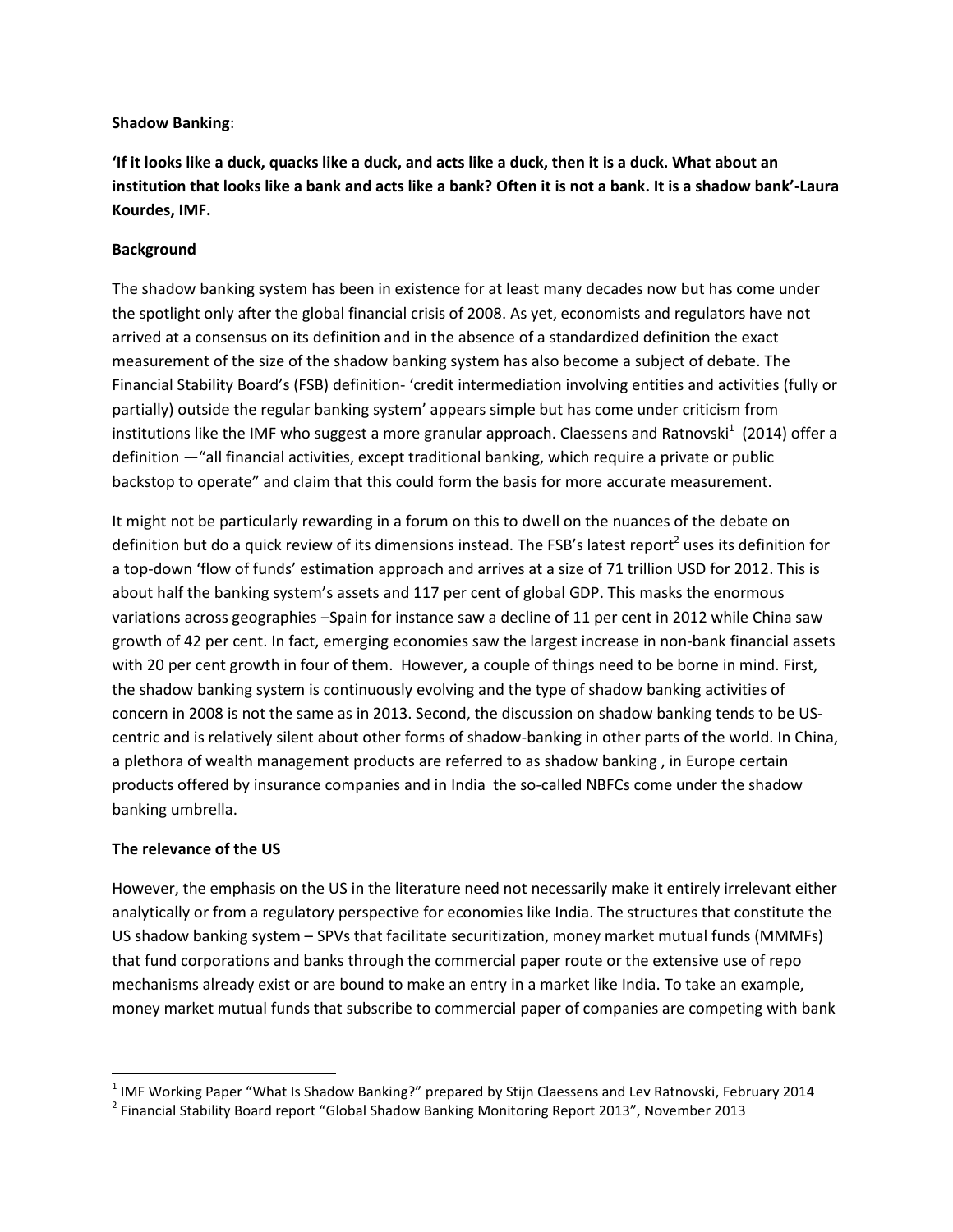**Shadow Banking**:

**'If it looks like a duck, quacks like a duck, and acts like a duck, then it is a duck. What about an institution that looks like a bank and acts like a bank? Often it is not a bank. It is a shadow bank'-Laura Kourdes, IMF.**

**Background**

The shadow banking system has been in existence for at least many decades now but has come under the spotlight only after the global financial crisis of 2008. As yet, economists and regulators have not arrived at a consensus on its definition and in the absence of a standardized definition the exact measurement of the size of the shadow banking system has also become a subject of debate. The Financial Stability Board's (FSB) definition- 'credit intermediation involving entities and activities (fully or partially) outside the regular banking system' appears simple but has come under criticism from institutions like the IMF who suggest a more granular approach. Claessens and Ratnovski[1] (2014) offer a definition —"all financial activities, except traditional banking, which require a private or public backstop to operate" and claim that this could form the basis for more accurate measurement.

It might not be particularly rewarding in a forum on this to dwell on the nuances of the debate on definition but do a quick review of its dimensions instead. The FSB's latest report[2] uses its definition for a top-down 'flow of funds' estimation approach and arrives at a size of 71 trillion USD for 2012. This is about half the banking system's assets and 117 per cent of global GDP. This masks the enormous variations across geographies –Spain for instance saw a decline of 11 per cent in 2012 while China saw growth of 42 per cent. In fact, emerging economies saw the largest increase in non-bank financial assets with 20 per cent growth in four of them. However, a couple of things need to be borne in mind. First, the shadow banking system is continuously evolving and the type of shadow banking activities of concern in 2008 is not the same as in 2013. Second, the discussion on shadow banking tends to be US-centric and is relatively silent about other forms of shadow-banking in other parts of the world. In China, a plethora of wealth management products are referred to as shadow banking , in Europe certain products offered by insurance companies and in India the so-called NBFCs come under the shadow banking umbrella.

**The relevance of the US**

However, the emphasis on the US in the literature need not necessarily make it entirely irrelevant either analytically or from a regulatory perspective for economies like India. The structures that constitute the US shadow banking system – SPVs that facilitate securitization, money market mutual funds (MMMFs) that fund corporations and banks through the commercial paper route or the extensive use of repo mechanisms already exist or are bound to make an entry in a market like India. To take an example, money market mutual funds that subscribe to commercial paper of companies are competing with bank

---

[1] IMF Working Paper "What Is Shadow Banking?" prepared by Stijn Claessens and Lev Ratnovski, February 2014

[2] Financial Stability Board report "Global Shadow Banking Monitoring Report 2013", November 2013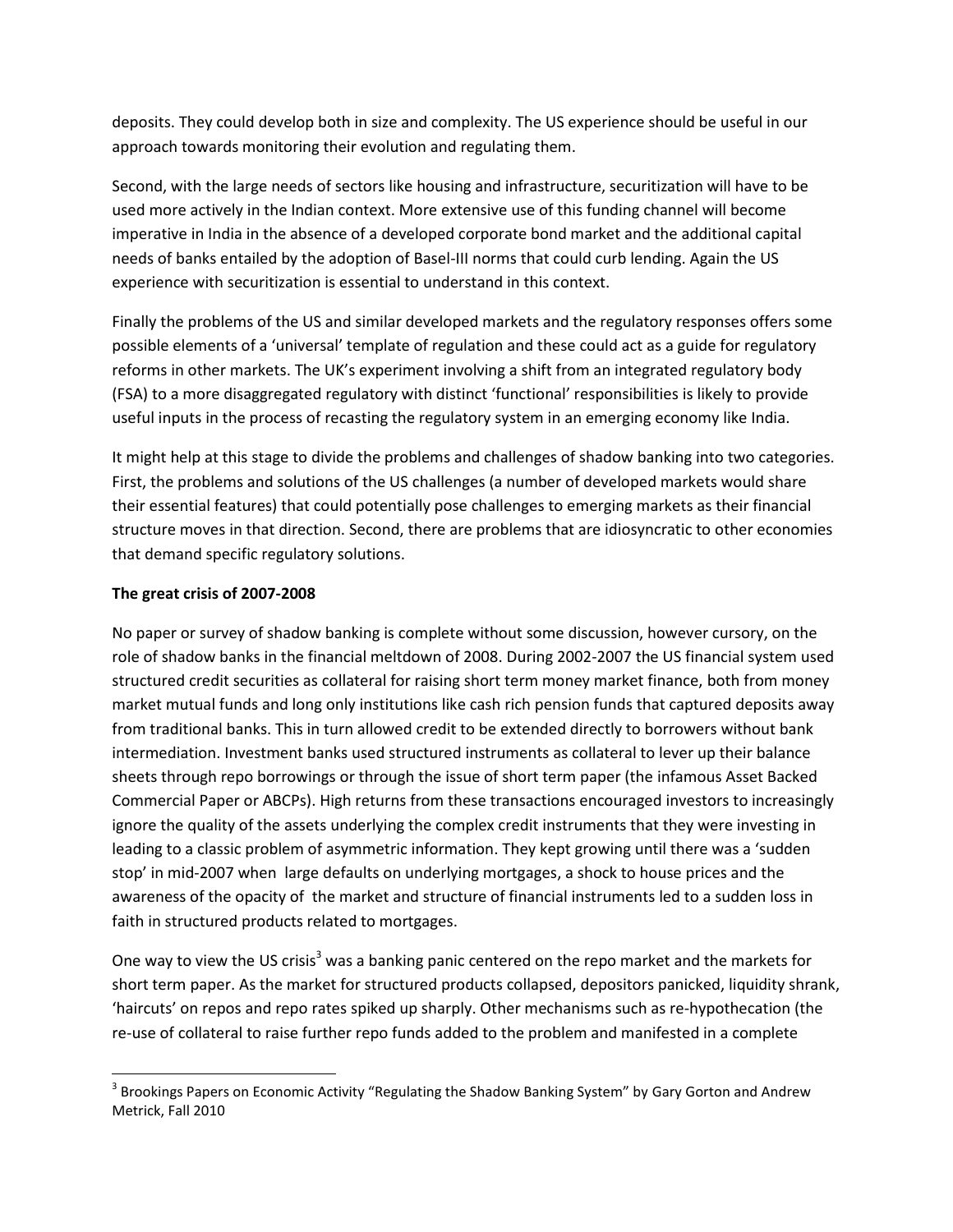deposits. They could develop both in size and complexity. The US experience should be useful in our approach towards monitoring their evolution and regulating them.

Second, with the large needs of sectors like housing and infrastructure, securitization will have to be used more actively in the Indian context. More extensive use of this funding channel will become imperative in India in the absence of a developed corporate bond market and the additional capital needs of banks entailed by the adoption of Basel-III norms that could curb lending. Again the US experience with securitization is essential to understand in this context.

Finally the problems of the US and similar developed markets and the regulatory responses offers some possible elements of a 'universal' template of regulation and these could act as a guide for regulatory reforms in other markets. The UK's experiment involving a shift from an integrated regulatory body (FSA) to a more disaggregated regulatory with distinct 'functional' responsibilities is likely to provide useful inputs in the process of recasting the regulatory system in an emerging economy like India.

It might help at this stage to divide the problems and challenges of shadow banking into two categories. First, the problems and solutions of the US challenges (a number of developed markets would share their essential features) that could potentially pose challenges to emerging markets as their financial structure moves in that direction. Second, there are problems that are idiosyncratic to other economies that demand specific regulatory solutions.

**The great crisis of 2007-2008**

No paper or survey of shadow banking is complete without some discussion, however cursory, on the role of shadow banks in the financial meltdown of 2008. During 2002-2007 the US financial system used structured credit securities as collateral for raising short term money market finance, both from money market mutual funds and long only institutions like cash rich pension funds that captured deposits away from traditional banks. This in turn allowed credit to be extended directly to borrowers without bank intermediation. Investment banks used structured instruments as collateral to lever up their balance sheets through repo borrowings or through the issue of short term paper (the infamous Asset Backed Commercial Paper or ABCPs). High returns from these transactions encouraged investors to increasingly ignore the quality of the assets underlying the complex credit instruments that they were investing in leading to a classic problem of asymmetric information. They kept growing until there was a 'sudden stop' in mid-2007 when large defaults on underlying mortgages, a shock to house prices and the awareness of the opacity of the market and structure of financial instruments led to a sudden loss in faith in structured products related to mortgages.

One way to view the US crisis[3] was a banking panic centered on the repo market and the markets for short term paper. As the market for structured products collapsed, depositors panicked, liquidity shrank, 'haircuts' on repos and repo rates spiked up sharply. Other mechanisms such as re-hypothecation (the re-use of collateral to raise further repo funds added to the problem and manifested in a complete

[3] Brookings Papers on Economic Activity "Regulating the Shadow Banking System" by Gary Gorton and Andrew Metrick, Fall 2010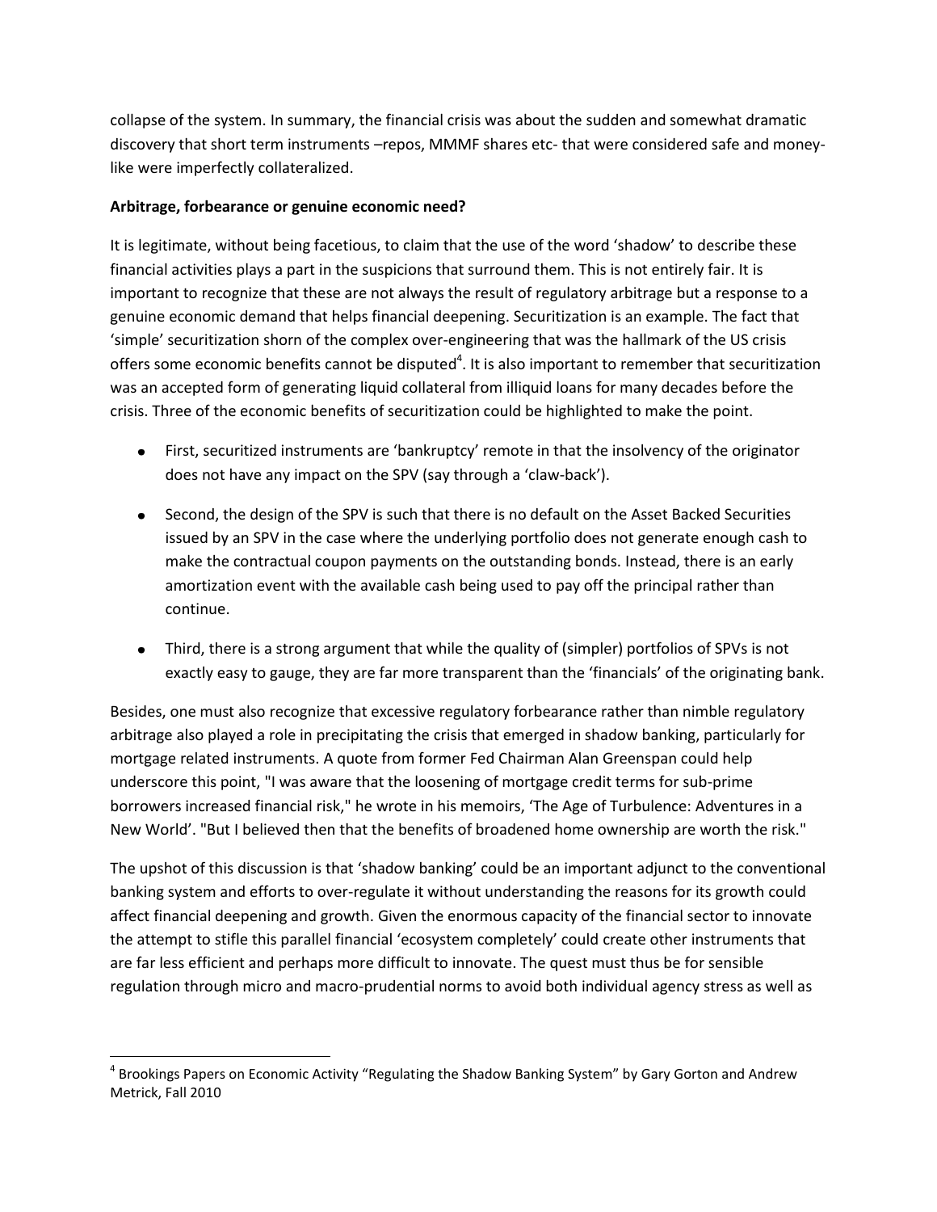collapse of the system. In summary, the financial crisis was about the sudden and somewhat dramatic discovery that short term instruments –repos, MMMF shares etc- that were considered safe and money-like were imperfectly collateralized.

**Arbitrage, forbearance or genuine economic need?**

It is legitimate, without being facetious, to claim that the use of the word 'shadow' to describe these financial activities plays a part in the suspicions that surround them. This is not entirely fair. It is important to recognize that these are not always the result of regulatory arbitrage but a response to a genuine economic demand that helps financial deepening. Securitization is an example. The fact that 'simple' securitization shorn of the complex over-engineering that was the hallmark of the US crisis offers some economic benefits cannot be disputed[4]. It is also important to remember that securitization was an accepted form of generating liquid collateral from illiquid loans for many decades before the crisis. Three of the economic benefits of securitization could be highlighted to make the point.

- First, securitized instruments are 'bankruptcy' remote in that the insolvency of the originator does not have any impact on the SPV (say through a 'claw-back').
- Second, the design of the SPV is such that there is no default on the Asset Backed Securities issued by an SPV in the case where the underlying portfolio does not generate enough cash to make the contractual coupon payments on the outstanding bonds. Instead, there is an early amortization event with the available cash being used to pay off the principal rather than continue.
- Third, there is a strong argument that while the quality of (simpler) portfolios of SPVs is not exactly easy to gauge, they are far more transparent than the 'financials' of the originating bank.

Besides, one must also recognize that excessive regulatory forbearance rather than nimble regulatory arbitrage also played a role in precipitating the crisis that emerged in shadow banking, particularly for mortgage related instruments. A quote from former Fed Chairman Alan Greenspan could help underscore this point, "I was aware that the loosening of mortgage credit terms for sub-prime borrowers increased financial risk," he wrote in his memoirs, 'The Age of Turbulence: Adventures in a New World'. "But I believed then that the benefits of broadened home ownership are worth the risk."

The upshot of this discussion is that 'shadow banking' could be an important adjunct to the conventional banking system and efforts to over-regulate it without understanding the reasons for its growth could affect financial deepening and growth. Given the enormous capacity of the financial sector to innovate the attempt to stifle this parallel financial 'ecosystem completely' could create other instruments that are far less efficient and perhaps more difficult to innovate. The quest must thus be for sensible regulation through micro and macro-prudential norms to avoid both individual agency stress as well as

---

[4] Brookings Papers on Economic Activity "Regulating the Shadow Banking System" by Gary Gorton and Andrew Metrick, Fall 2010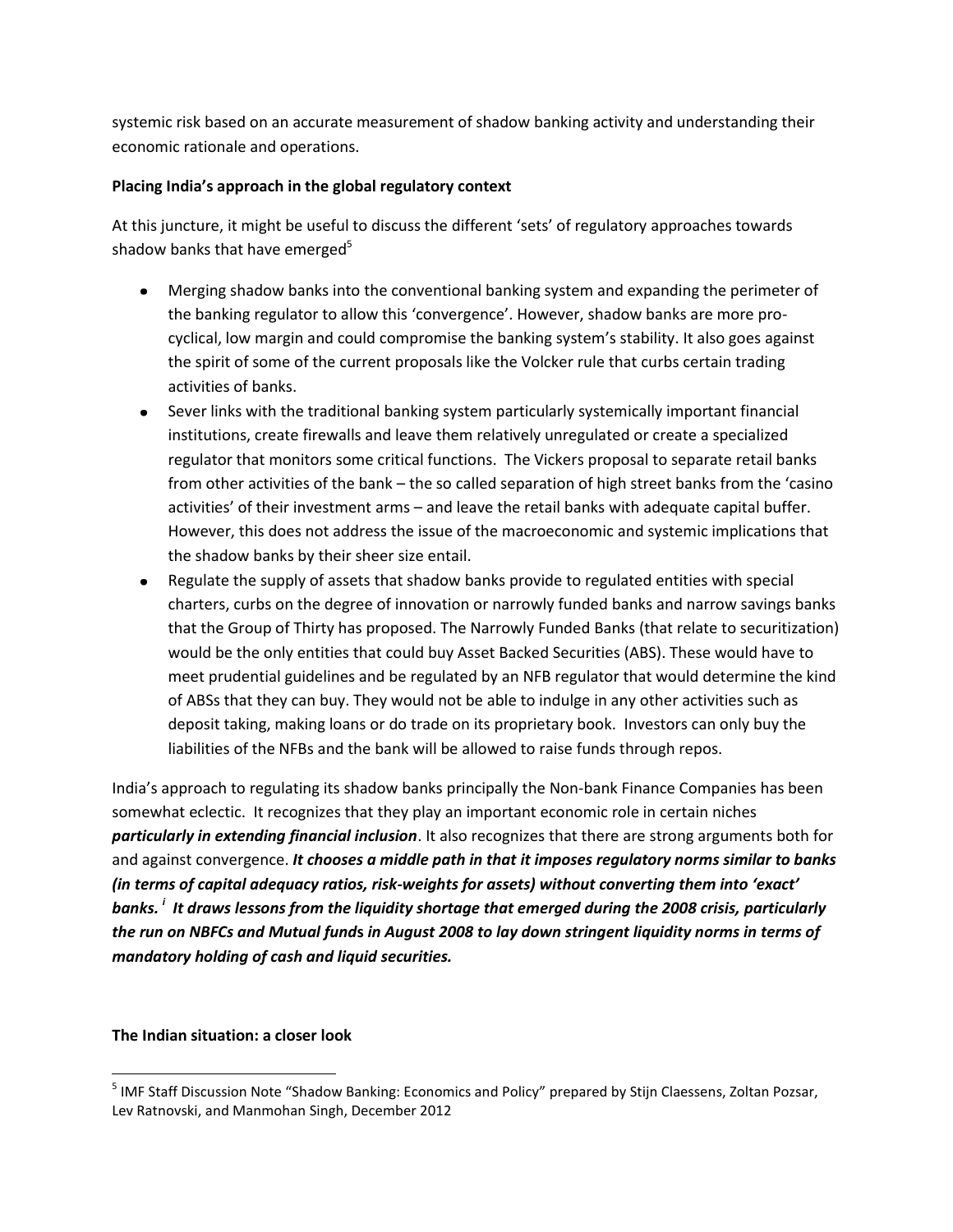systemic risk based on an accurate measurement of shadow banking activity and understanding their economic rationale and operations.

**Placing India's approach in the global regulatory context**

At this juncture, it might be useful to discuss the different 'sets' of regulatory approaches towards shadow banks that have emerged[5]

- Merging shadow banks into the conventional banking system and expanding the perimeter of the banking regulator to allow this 'convergence'. However, shadow banks are more pro-cyclical, low margin and could compromise the banking system's stability. It also goes against the spirit of some of the current proposals like the Volcker rule that curbs certain trading activities of banks.
- Sever links with the traditional banking system particularly systemically important financial institutions, create firewalls and leave them relatively unregulated or create a specialized regulator that monitors some critical functions. The Vickers proposal to separate retail banks from other activities of the bank – the so called separation of high street banks from the 'casino activities' of their investment arms – and leave the retail banks with adequate capital buffer. However, this does not address the issue of the macroeconomic and systemic implications that the shadow banks by their sheer size entail.
- Regulate the supply of assets that shadow banks provide to regulated entities with special charters, curbs on the degree of innovation or narrowly funded banks and narrow savings banks that the Group of Thirty has proposed. The Narrowly Funded Banks (that relate to securitization) would be the only entities that could buy Asset Backed Securities (ABS). These would have to meet prudential guidelines and be regulated by an NFB regulator that would determine the kind of ABSs that they can buy. They would not be able to indulge in any other activities such as deposit taking, making loans or do trade on its proprietary book. Investors can only buy the liabilities of the NFBs and the bank will be allowed to raise funds through repos.

India's approach to regulating its shadow banks principally the Non-bank Finance Companies has been somewhat eclectic. It recognizes that they play an important economic role in certain niches ***particularly in extending financial inclusion***. It also recognizes that there are strong arguments both for and against convergence. ***It chooses a middle path in that it imposes regulatory norms similar to banks (in terms of capital adequacy ratios, risk-weights for assets) without converting them into 'exact' banks.*** [i] ***It draws lessons from the liquidity shortage that emerged during the 2008 crisis, particularly the run on NBFCs and Mutual funds in August 2008 to lay down stringent liquidity norms in terms of mandatory holding of cash and liquid securities.***

**The Indian situation: a closer look**

[5] IMF Staff Discussion Note "Shadow Banking: Economics and Policy" prepared by Stijn Claessens, Zoltan Pozsar, Lev Ratnovski, and Manmohan Singh, December 2012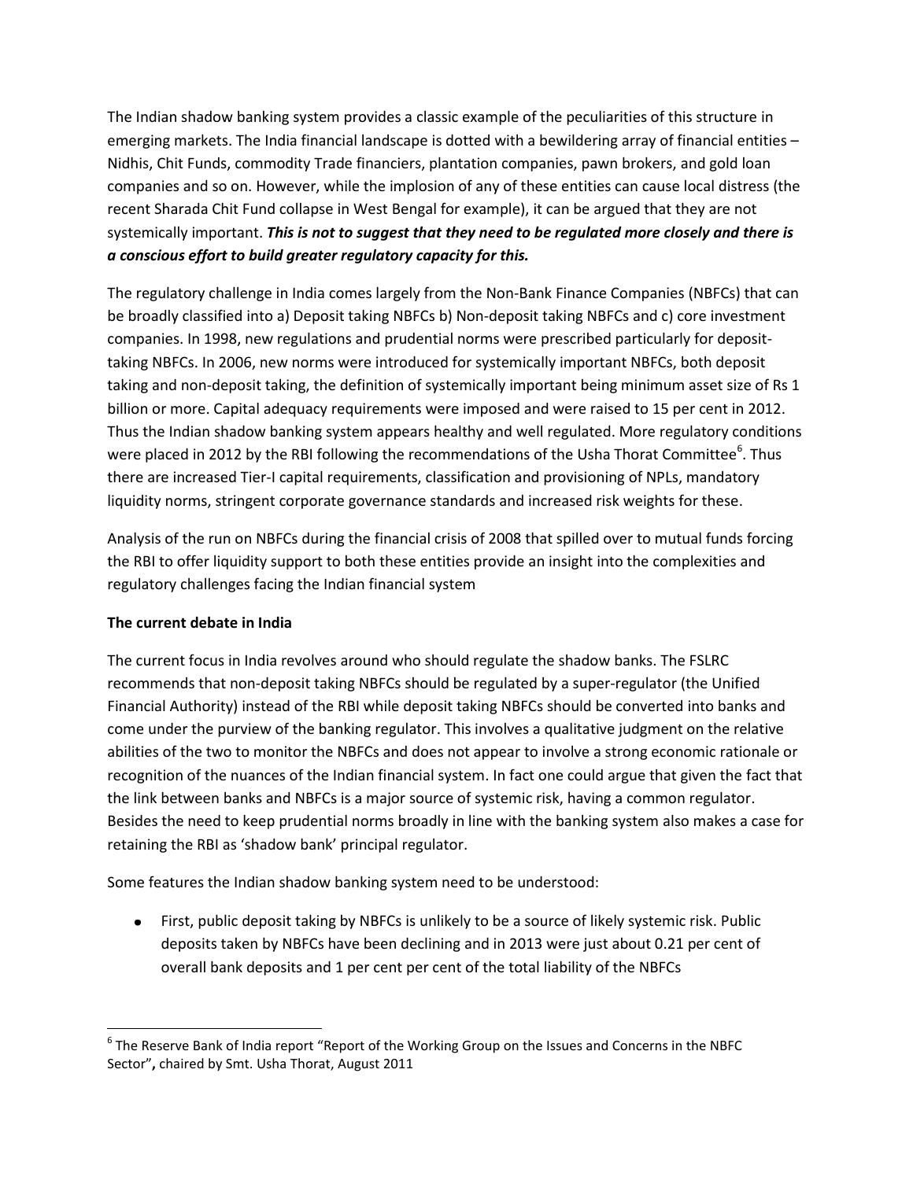The Indian shadow banking system provides a classic example of the peculiarities of this structure in emerging markets. The India financial landscape is dotted with a bewildering array of financial entities – Nidhis, Chit Funds, commodity Trade financiers, plantation companies, pawn brokers, and gold loan companies and so on. However, while the implosion of any of these entities can cause local distress (the recent Sharada Chit Fund collapse in West Bengal for example), it can be argued that they are not systemically important. ***This is not to suggest that they need to be regulated more closely and there is a conscious effort to build greater regulatory capacity for this.***

The regulatory challenge in India comes largely from the Non-Bank Finance Companies (NBFCs) that can be broadly classified into a) Deposit taking NBFCs b) Non-deposit taking NBFCs and c) core investment companies. In 1998, new regulations and prudential norms were prescribed particularly for deposit-taking NBFCs. In 2006, new norms were introduced for systemically important NBFCs, both deposit taking and non-deposit taking, the definition of systemically important being minimum asset size of Rs 1 billion or more. Capital adequacy requirements were imposed and were raised to 15 per cent in 2012. Thus the Indian shadow banking system appears healthy and well regulated. More regulatory conditions were placed in 2012 by the RBI following the recommendations of the Usha Thorat Committee[6]. Thus there are increased Tier-I capital requirements, classification and provisioning of NPLs, mandatory liquidity norms, stringent corporate governance standards and increased risk weights for these.

Analysis of the run on NBFCs during the financial crisis of 2008 that spilled over to mutual funds forcing the RBI to offer liquidity support to both these entities provide an insight into the complexities and regulatory challenges facing the Indian financial system

**The current debate in India**

The current focus in India revolves around who should regulate the shadow banks. The FSLRC recommends that non-deposit taking NBFCs should be regulated by a super-regulator (the Unified Financial Authority) instead of the RBI while deposit taking NBFCs should be converted into banks and come under the purview of the banking regulator. This involves a qualitative judgment on the relative abilities of the two to monitor the NBFCs and does not appear to involve a strong economic rationale or recognition of the nuances of the Indian financial system. In fact one could argue that given the fact that the link between banks and NBFCs is a major source of systemic risk, having a common regulator. Besides the need to keep prudential norms broadly in line with the banking system also makes a case for retaining the RBI as 'shadow bank' principal regulator.

Some features the Indian shadow banking system need to be understood:

- First, public deposit taking by NBFCs is unlikely to be a source of likely systemic risk. Public deposits taken by NBFCs have been declining and in 2013 were just about 0.21 per cent of overall bank deposits and 1 per cent per cent of the total liability of the NBFCs

[6] The Reserve Bank of India report "Report of the Working Group on the Issues and Concerns in the NBFC Sector", chaired by Smt. Usha Thorat, August 2011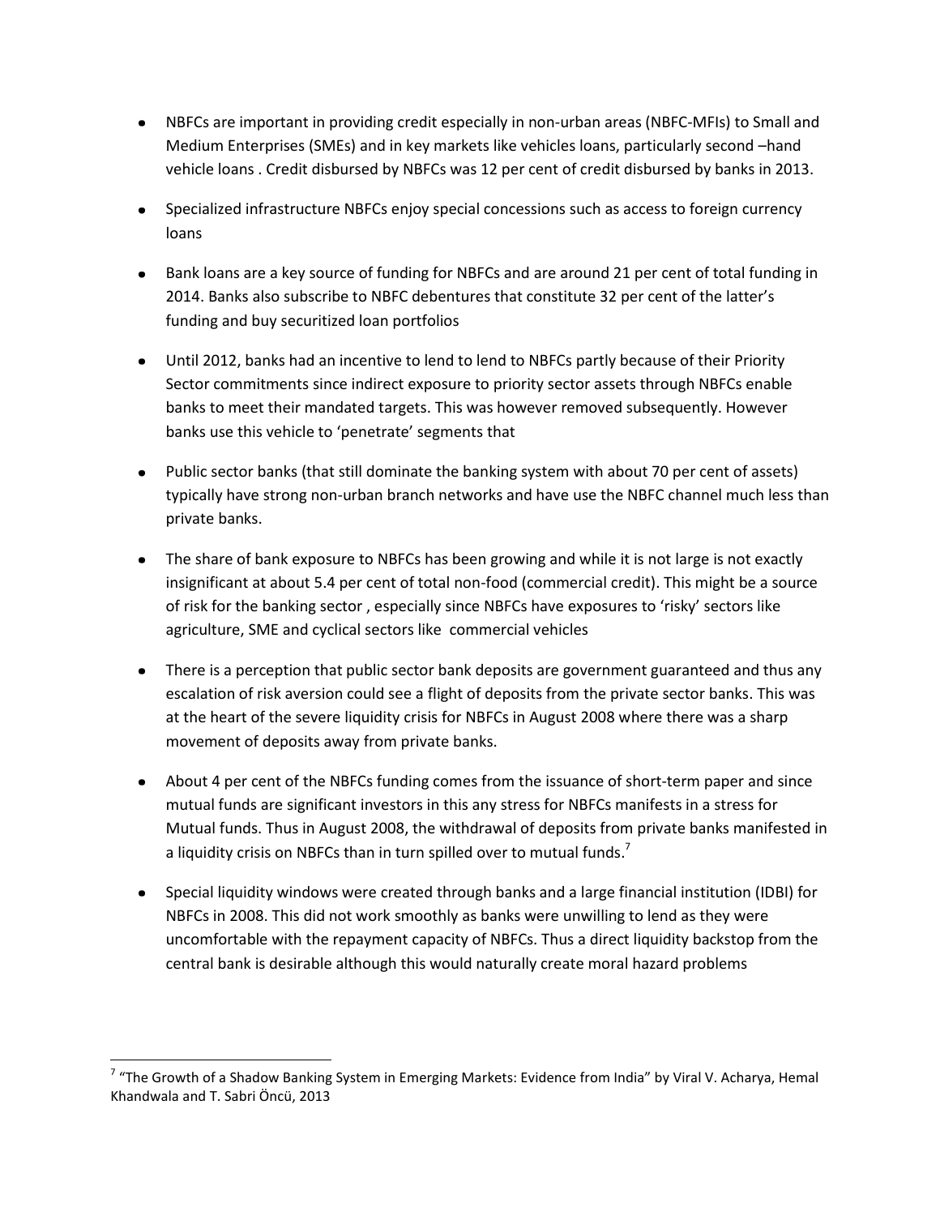- NBFCs are important in providing credit especially in non-urban areas (NBFC-MFIs) to Small and Medium Enterprises (SMEs) and in key markets like vehicles loans, particularly second –hand vehicle loans . Credit disbursed by NBFCs was 12 per cent of credit disbursed by banks in 2013.

- Specialized infrastructure NBFCs enjoy special concessions such as access to foreign currency loans

- Bank loans are a key source of funding for NBFCs and are around 21 per cent of total funding in 2014. Banks also subscribe to NBFC debentures that constitute 32 per cent of the latter's funding and buy securitized loan portfolios

- Until 2012, banks had an incentive to lend to lend to NBFCs partly because of their Priority Sector commitments since indirect exposure to priority sector assets through NBFCs enable banks to meet their mandated targets. This was however removed subsequently. However banks use this vehicle to 'penetrate' segments that

- Public sector banks (that still dominate the banking system with about 70 per cent of assets) typically have strong non-urban branch networks and have use the NBFC channel much less than private banks.

- The share of bank exposure to NBFCs has been growing and while it is not large is not exactly insignificant at about 5.4 per cent of total non-food (commercial credit). This might be a source of risk for the banking sector , especially since NBFCs have exposures to 'risky' sectors like agriculture, SME and cyclical sectors like commercial vehicles

- There is a perception that public sector bank deposits are government guaranteed and thus any escalation of risk aversion could see a flight of deposits from the private sector banks. This was at the heart of the severe liquidity crisis for NBFCs in August 2008 where there was a sharp movement of deposits away from private banks.

- About 4 per cent of the NBFCs funding comes from the issuance of short-term paper and since mutual funds are significant investors in this any stress for NBFCs manifests in a stress for Mutual funds. Thus in August 2008, the withdrawal of deposits from private banks manifested in a liquidity crisis on NBFCs than in turn spilled over to mutual funds.[7]

- Special liquidity windows were created through banks and a large financial institution (IDBI) for NBFCs in 2008. This did not work smoothly as banks were unwilling to lend as they were uncomfortable with the repayment capacity of NBFCs. Thus a direct liquidity backstop from the central bank is desirable although this would naturally create moral hazard problems

---

[7] "The Growth of a Shadow Banking System in Emerging Markets: Evidence from India" by Viral V. Acharya, Hemal Khandwala and T. Sabri Öncü, 2013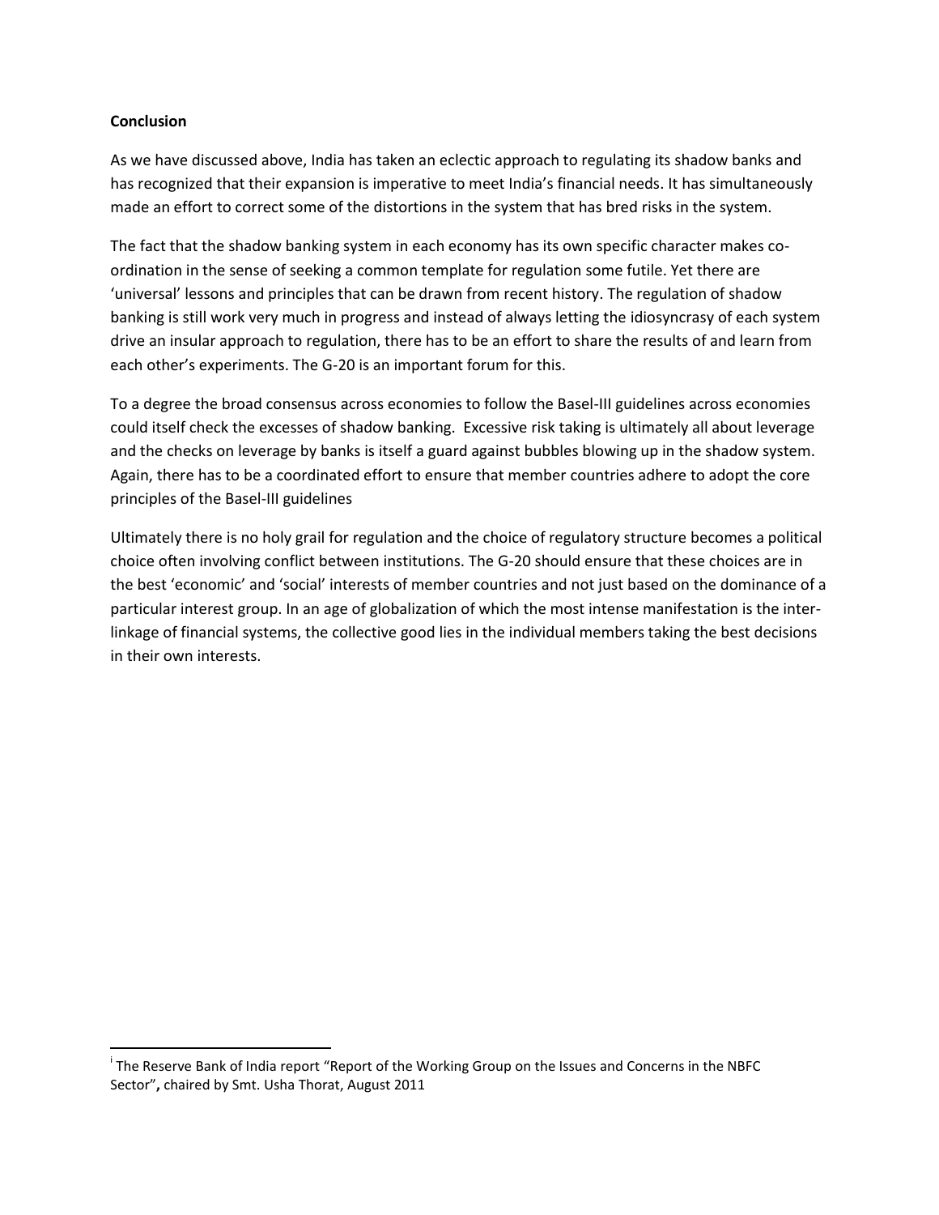**Conclusion**

As we have discussed above, India has taken an eclectic approach to regulating its shadow banks and has recognized that their expansion is imperative to meet India's financial needs. It has simultaneously made an effort to correct some of the distortions in the system that has bred risks in the system.

The fact that the shadow banking system in each economy has its own specific character makes co-ordination in the sense of seeking a common template for regulation some futile. Yet there are 'universal' lessons and principles that can be drawn from recent history. The regulation of shadow banking is still work very much in progress and instead of always letting the idiosyncrasy of each system drive an insular approach to regulation, there has to be an effort to share the results of and learn from each other's experiments. The G-20 is an important forum for this.

To a degree the broad consensus across economies to follow the Basel-III guidelines across economies could itself check the excesses of shadow banking. Excessive risk taking is ultimately all about leverage and the checks on leverage by banks is itself a guard against bubbles blowing up in the shadow system. Again, there has to be a coordinated effort to ensure that member countries adhere to adopt the core principles of the Basel-III guidelines

Ultimately there is no holy grail for regulation and the choice of regulatory structure becomes a political choice often involving conflict between institutions. The G-20 should ensure that these choices are in the best 'economic' and 'social' interests of member countries and not just based on the dominance of a particular interest group. In an age of globalization of which the most intense manifestation is the inter-linkage of financial systems, the collective good lies in the individual members taking the best decisions in their own interests.

---

[i] The Reserve Bank of India report "Report of the Working Group on the Issues and Concerns in the NBFC Sector", chaired by Smt. Usha Thorat, August 2011